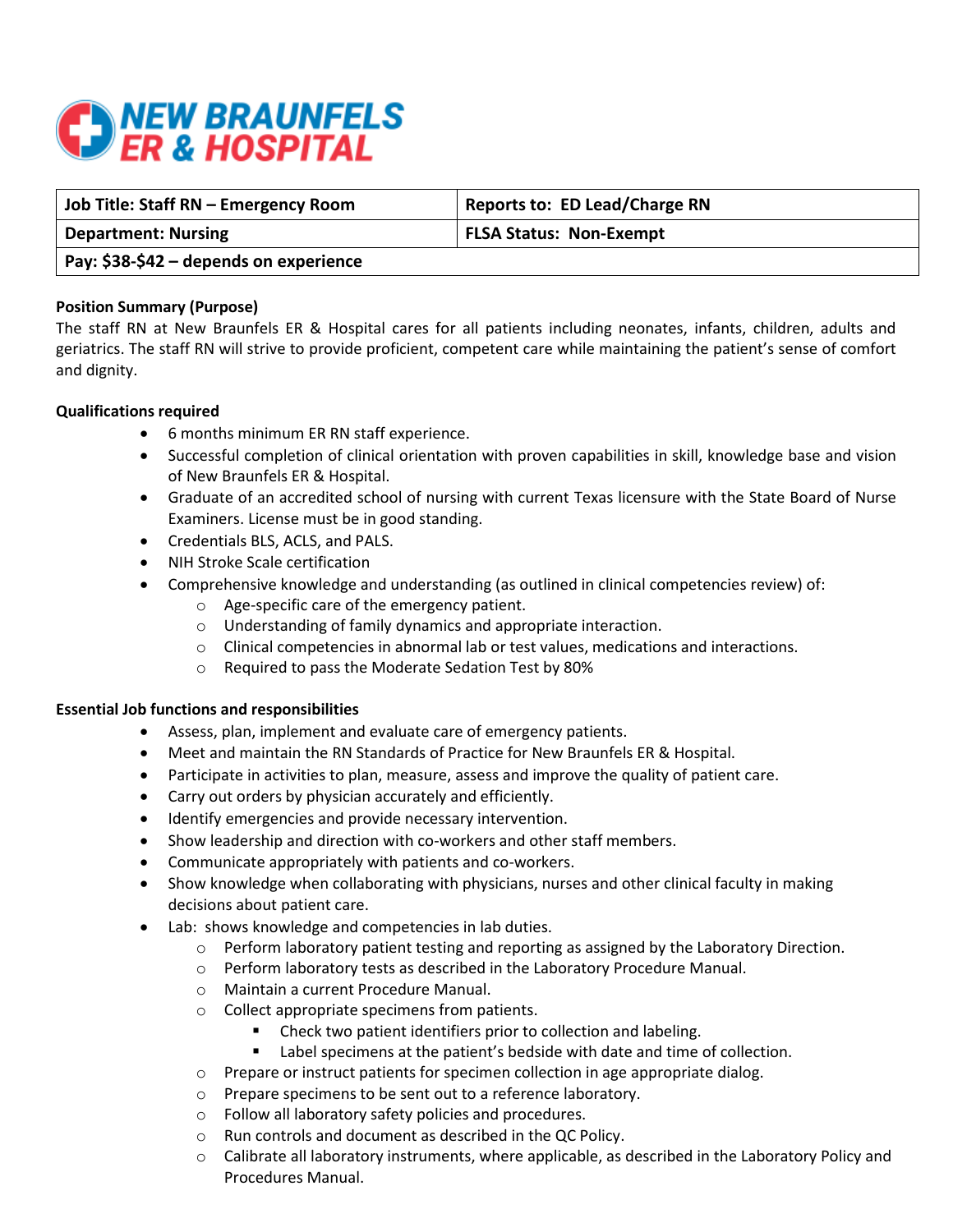# NEW BRAUNFELS ER & HOSPITAL

| | |
|---|---|
| **Job Title: Staff RN – Emergency Room** | **Reports to: ED Lead/Charge RN** |
| **Department: Nursing** | **FLSA Status: Non-Exempt** |
| **Pay: $38-$42 – depends on experience** | |

**Position Summary (Purpose)**

The staff RN at New Braunfels ER & Hospital cares for all patients including neonates, infants, children, adults and geriatrics. The staff RN will strive to provide proficient, competent care while maintaining the patient's sense of comfort and dignity.

**Qualifications required**

- 6 months minimum ER RN staff experience.
- Successful completion of clinical orientation with proven capabilities in skill, knowledge base and vision of New Braunfels ER & Hospital.
- Graduate of an accredited school of nursing with current Texas licensure with the State Board of Nurse Examiners. License must be in good standing.
- Credentials BLS, ACLS, and PALS.
- NIH Stroke Scale certification
- Comprehensive knowledge and understanding (as outlined in clinical competencies review) of:
  - Age-specific care of the emergency patient.
  - Understanding of family dynamics and appropriate interaction.
  - Clinical competencies in abnormal lab or test values, medications and interactions.
  - Required to pass the Moderate Sedation Test by 80%

**Essential Job functions and responsibilities**

- Assess, plan, implement and evaluate care of emergency patients.
- Meet and maintain the RN Standards of Practice for New Braunfels ER & Hospital.
- Participate in activities to plan, measure, assess and improve the quality of patient care.
- Carry out orders by physician accurately and efficiently.
- Identify emergencies and provide necessary intervention.
- Show leadership and direction with co-workers and other staff members.
- Communicate appropriately with patients and co-workers.
- Show knowledge when collaborating with physicians, nurses and other clinical faculty in making decisions about patient care.
- Lab: shows knowledge and competencies in lab duties.
  - Perform laboratory patient testing and reporting as assigned by the Laboratory Direction.
  - Perform laboratory tests as described in the Laboratory Procedure Manual.
  - Maintain a current Procedure Manual.
  - Collect appropriate specimens from patients.
    - Check two patient identifiers prior to collection and labeling.
    - Label specimens at the patient's bedside with date and time of collection.
  - Prepare or instruct patients for specimen collection in age appropriate dialog.
  - Prepare specimens to be sent out to a reference laboratory.
  - Follow all laboratory safety policies and procedures.
  - Run controls and document as described in the QC Policy.
  - Calibrate all laboratory instruments, where applicable, as described in the Laboratory Policy and Procedures Manual.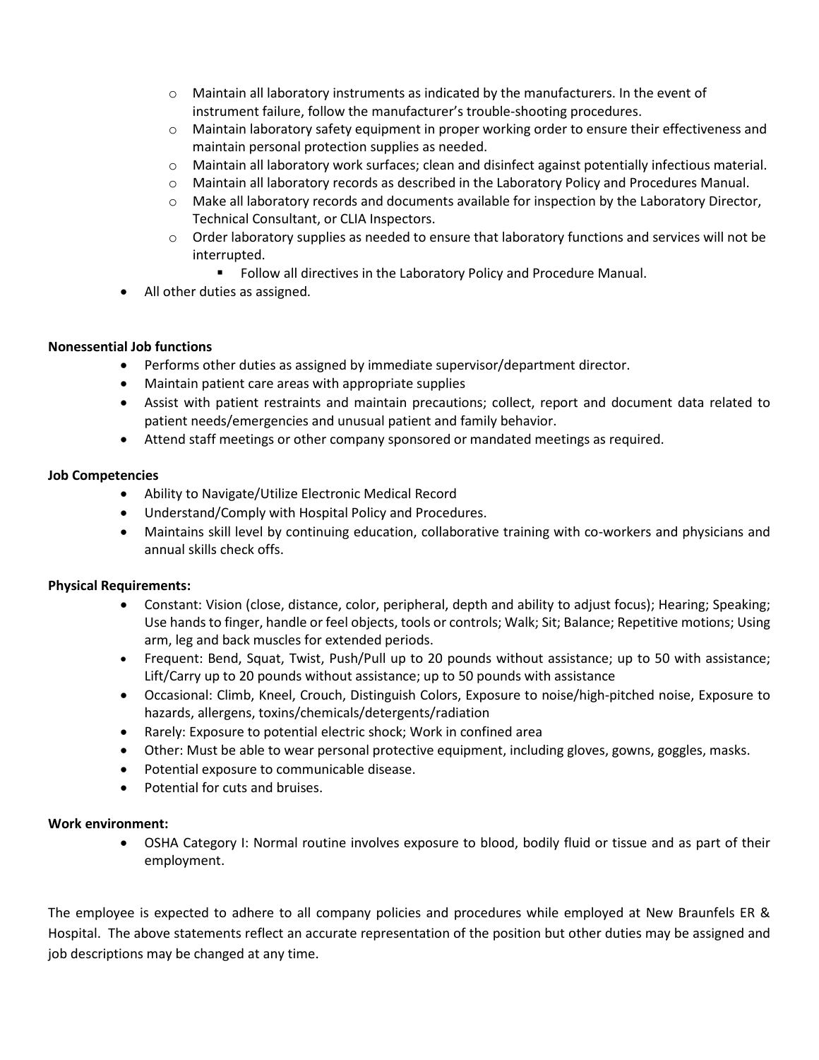- Maintain all laboratory instruments as indicated by the manufacturers. In the event of instrument failure, follow the manufacturer's trouble-shooting procedures.
  - Maintain laboratory safety equipment in proper working order to ensure their effectiveness and maintain personal protection supplies as needed.
  - Maintain all laboratory work surfaces; clean and disinfect against potentially infectious material.
  - Maintain all laboratory records as described in the Laboratory Policy and Procedures Manual.
  - Make all laboratory records and documents available for inspection by the Laboratory Director, Technical Consultant, or CLIA Inspectors.
  - Order laboratory supplies as needed to ensure that laboratory functions and services will not be interrupted.
    - Follow all directives in the Laboratory Policy and Procedure Manual.
- All other duties as assigned.

**Nonessential Job functions**

- Performs other duties as assigned by immediate supervisor/department director.
- Maintain patient care areas with appropriate supplies
- Assist with patient restraints and maintain precautions; collect, report and document data related to patient needs/emergencies and unusual patient and family behavior.
- Attend staff meetings or other company sponsored or mandated meetings as required.

**Job Competencies**

- Ability to Navigate/Utilize Electronic Medical Record
- Understand/Comply with Hospital Policy and Procedures.
- Maintains skill level by continuing education, collaborative training with co-workers and physicians and annual skills check offs.

**Physical Requirements:**

- Constant: Vision (close, distance, color, peripheral, depth and ability to adjust focus); Hearing; Speaking; Use hands to finger, handle or feel objects, tools or controls; Walk; Sit; Balance; Repetitive motions; Using arm, leg and back muscles for extended periods.
- Frequent: Bend, Squat, Twist, Push/Pull up to 20 pounds without assistance; up to 50 with assistance; Lift/Carry up to 20 pounds without assistance; up to 50 pounds with assistance
- Occasional: Climb, Kneel, Crouch, Distinguish Colors, Exposure to noise/high-pitched noise, Exposure to hazards, allergens, toxins/chemicals/detergents/radiation
- Rarely: Exposure to potential electric shock; Work in confined area
- Other: Must be able to wear personal protective equipment, including gloves, gowns, goggles, masks.
- Potential exposure to communicable disease.
- Potential for cuts and bruises.

**Work environment:**

- OSHA Category I: Normal routine involves exposure to blood, bodily fluid or tissue and as part of their employment.

The employee is expected to adhere to all company policies and procedures while employed at New Braunfels ER & Hospital. The above statements reflect an accurate representation of the position but other duties may be assigned and job descriptions may be changed at any time.